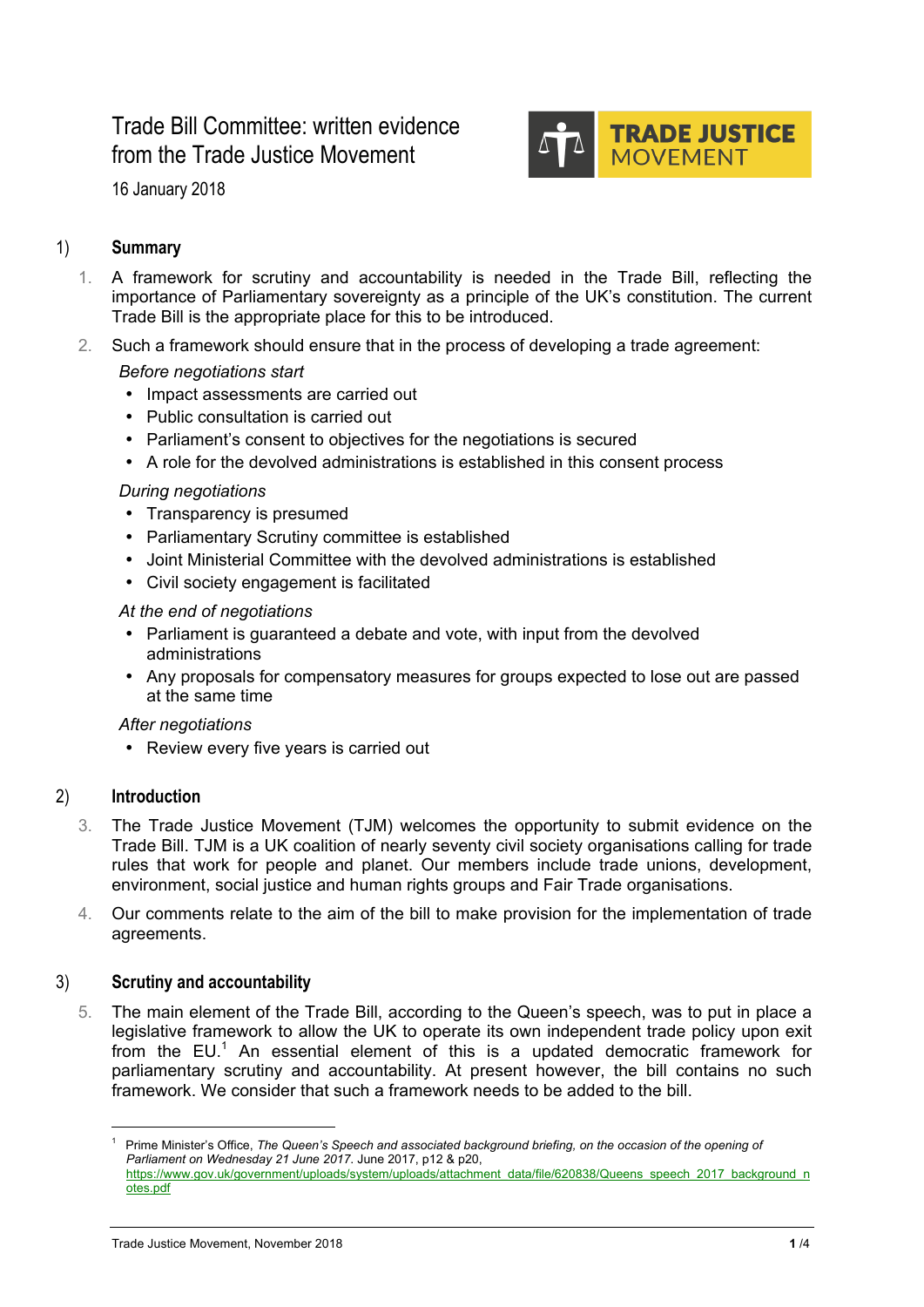# Trade Bill Committee: written evidence from the Trade Justice Movement

TRADE JUSTICE MOVEMENT

16 January 2018

## 1) Summary

1. A framework for scrutiny and accountability is needed in the Trade Bill, reflecting the importance of Parliamentary sovereignty as a principle of the UK's constitution. The current Trade Bill is the appropriate place for this to be introduced.
2. Such a framework should ensure that in the process of developing a trade agreement:

   *Before negotiations start*
   - Impact assessments are carried out
   - Public consultation is carried out
   - Parliament's consent to objectives for the negotiations is secured
   - A role for the devolved administrations is established in this consent process

   *During negotiations*
   - Transparency is presumed
   - Parliamentary Scrutiny committee is established
   - Joint Ministerial Committee with the devolved administrations is established
   - Civil society engagement is facilitated

   *At the end of negotiations*
   - Parliament is guaranteed a debate and vote, with input from the devolved administrations
   - Any proposals for compensatory measures for groups expected to lose out are passed at the same time

   *After negotiations*
   - Review every five years is carried out

## 2) Introduction

3. The Trade Justice Movement (TJM) welcomes the opportunity to submit evidence on the Trade Bill. TJM is a UK coalition of nearly seventy civil society organisations calling for trade rules that work for people and planet. Our members include trade unions, development, environment, social justice and human rights groups and Fair Trade organisations.
4. Our comments relate to the aim of the bill to make provision for the implementation of trade agreements.

## 3) Scrutiny and accountability

5. The main element of the Trade Bill, according to the Queen's speech, was to put in place a legislative framework to allow the UK to operate its own independent trade policy upon exit from the EU.[1] An essential element of this is a updated democratic framework for parliamentary scrutiny and accountability. At present however, the bill contains no such framework. We consider that such a framework needs to be added to the bill.

---

[1] Prime Minister's Office, *The Queen's Speech and associated background briefing, on the occasion of the opening of Parliament on Wednesday 21 June 2017.* June 2017, p12 & p20, https://www.gov.uk/government/uploads/system/uploads/attachment_data/file/620838/Queens_speech_2017_background_notes.pdf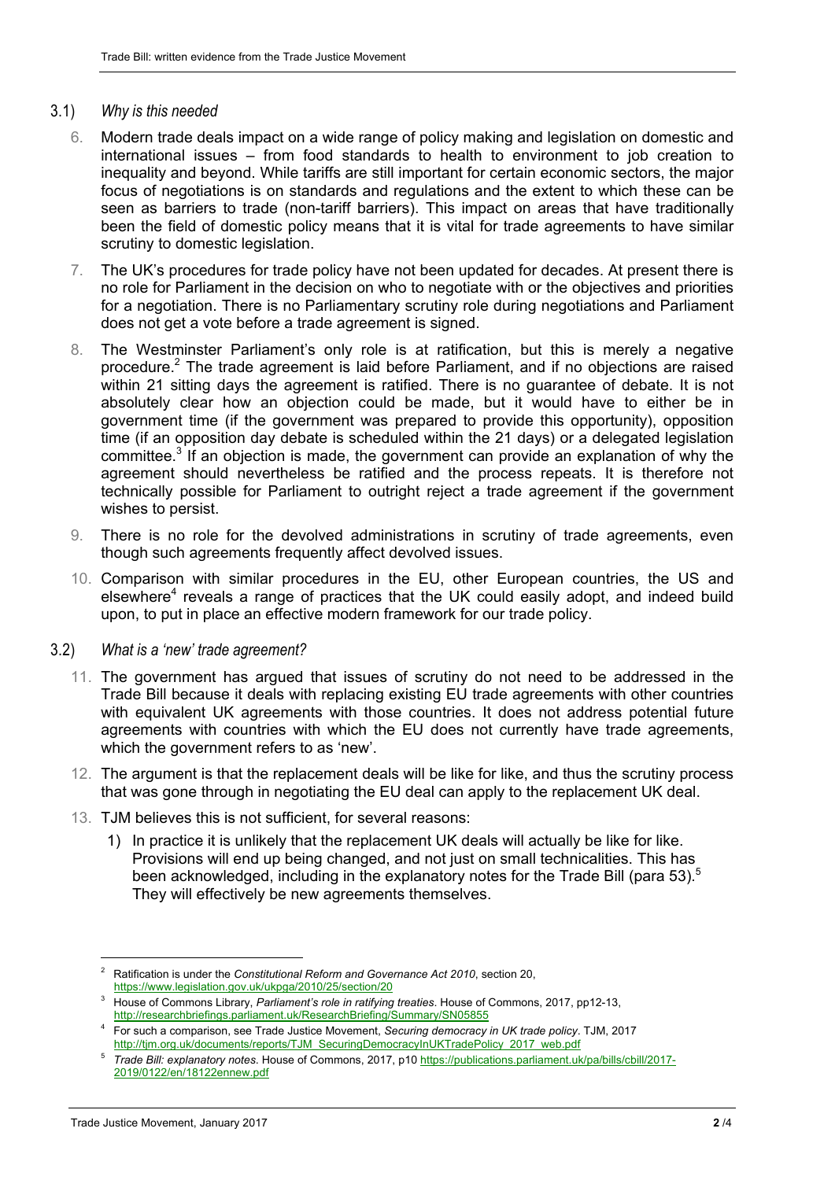### 3.1) *Why is this needed*

6. Modern trade deals impact on a wide range of policy making and legislation on domestic and international issues – from food standards to health to environment to job creation to inequality and beyond. While tariffs are still important for certain economic sectors, the major focus of negotiations is on standards and regulations and the extent to which these can be seen as barriers to trade (non-tariff barriers). This impact on areas that have traditionally been the field of domestic policy means that it is vital for trade agreements to have similar scrutiny to domestic legislation.

7. The UK's procedures for trade policy have not been updated for decades. At present there is no role for Parliament in the decision on who to negotiate with or the objectives and priorities for a negotiation. There is no Parliamentary scrutiny role during negotiations and Parliament does not get a vote before a trade agreement is signed.

8. The Westminster Parliament's only role is at ratification, but this is merely a negative procedure.[2] The trade agreement is laid before Parliament, and if no objections are raised within 21 sitting days the agreement is ratified. There is no guarantee of debate. It is not absolutely clear how an objection could be made, but it would have to either be in government time (if the government was prepared to provide this opportunity), opposition time (if an opposition day debate is scheduled within the 21 days) or a delegated legislation committee.[3] If an objection is made, the government can provide an explanation of why the agreement should nevertheless be ratified and the process repeats. It is therefore not technically possible for Parliament to outright reject a trade agreement if the government wishes to persist.

9. There is no role for the devolved administrations in scrutiny of trade agreements, even though such agreements frequently affect devolved issues.

10. Comparison with similar procedures in the EU, other European countries, the US and elsewhere[4] reveals a range of practices that the UK could easily adopt, and indeed build upon, to put in place an effective modern framework for our trade policy.

### 3.2) *What is a 'new' trade agreement?*

11. The government has argued that issues of scrutiny do not need to be addressed in the Trade Bill because it deals with replacing existing EU trade agreements with other countries with equivalent UK agreements with those countries. It does not address potential future agreements with countries with which the EU does not currently have trade agreements, which the government refers to as 'new'.

12. The argument is that the replacement deals will be like for like, and thus the scrutiny process that was gone through in negotiating the EU deal can apply to the replacement UK deal.

13. TJM believes this is not sufficient, for several reasons:

    1) In practice it is unlikely that the replacement UK deals will actually be like for like. Provisions will end up being changed, and not just on small technicalities. This has been acknowledged, including in the explanatory notes for the Trade Bill (para 53).[5] They will effectively be new agreements themselves.

---

[2] Ratification is under the *Constitutional Reform and Governance Act 2010*, section 20, https://www.legislation.gov.uk/ukpga/2010/25/section/20

[3] House of Commons Library, *Parliament's role in ratifying treaties*. House of Commons, 2017, pp12-13, http://researchbriefings.parliament.uk/ResearchBriefing/Summary/SN05855

[4] For such a comparison, see Trade Justice Movement, *Securing democracy in UK trade policy*. TJM, 2017 http://tjm.org.uk/documents/reports/TJM_SecuringDemocracyInUKTradePolicy_2017_web.pdf

[5] *Trade Bill: explanatory notes*. House of Commons, 2017, p10 https://publications.parliament.uk/pa/bills/cbill/2017-2019/0122/en/18122ennew.pdf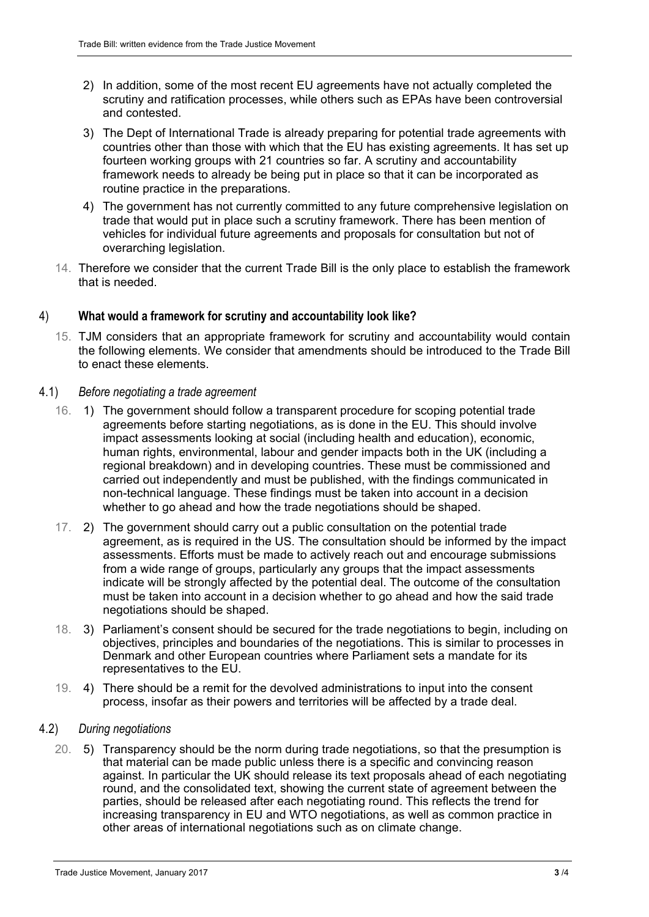2) In addition, some of the most recent EU agreements have not actually completed the scrutiny and ratification processes, while others such as EPAs have been controversial and contested.

3) The Dept of International Trade is already preparing for potential trade agreements with countries other than those with which that the EU has existing agreements. It has set up fourteen working groups with 21 countries so far. A scrutiny and accountability framework needs to already be being put in place so that it can be incorporated as routine practice in the preparations.

4) The government has not currently committed to any future comprehensive legislation on trade that would put in place such a scrutiny framework. There has been mention of vehicles for individual future agreements and proposals for consultation but not of overarching legislation.

14. Therefore we consider that the current Trade Bill is the only place to establish the framework that is needed.

## 4) What would a framework for scrutiny and accountability look like?

15. TJM considers that an appropriate framework for scrutiny and accountability would contain the following elements. We consider that amendments should be introduced to the Trade Bill to enact these elements.

### 4.1) *Before negotiating a trade agreement*

16. 1) The government should follow a transparent procedure for scoping potential trade agreements before starting negotiations, as is done in the EU. This should involve impact assessments looking at social (including health and education), economic, human rights, environmental, labour and gender impacts both in the UK (including a regional breakdown) and in developing countries. These must be commissioned and carried out independently and must be published, with the findings communicated in non-technical language. These findings must be taken into account in a decision whether to go ahead and how the trade negotiations should be shaped.

17. 2) The government should carry out a public consultation on the potential trade agreement, as is required in the US. The consultation should be informed by the impact assessments. Efforts must be made to actively reach out and encourage submissions from a wide range of groups, particularly any groups that the impact assessments indicate will be strongly affected by the potential deal. The outcome of the consultation must be taken into account in a decision whether to go ahead and how the said trade negotiations should be shaped.

18. 3) Parliament's consent should be secured for the trade negotiations to begin, including on objectives, principles and boundaries of the negotiations. This is similar to processes in Denmark and other European countries where Parliament sets a mandate for its representatives to the EU.

19. 4) There should be a remit for the devolved administrations to input into the consent process, insofar as their powers and territories will be affected by a trade deal.

### 4.2) *During negotiations*

20. 5) Transparency should be the norm during trade negotiations, so that the presumption is that material can be made public unless there is a specific and convincing reason against. In particular the UK should release its text proposals ahead of each negotiating round, and the consolidated text, showing the current state of agreement between the parties, should be released after each negotiating round. This reflects the trend for increasing transparency in EU and WTO negotiations, as well as common practice in other areas of international negotiations such as on climate change.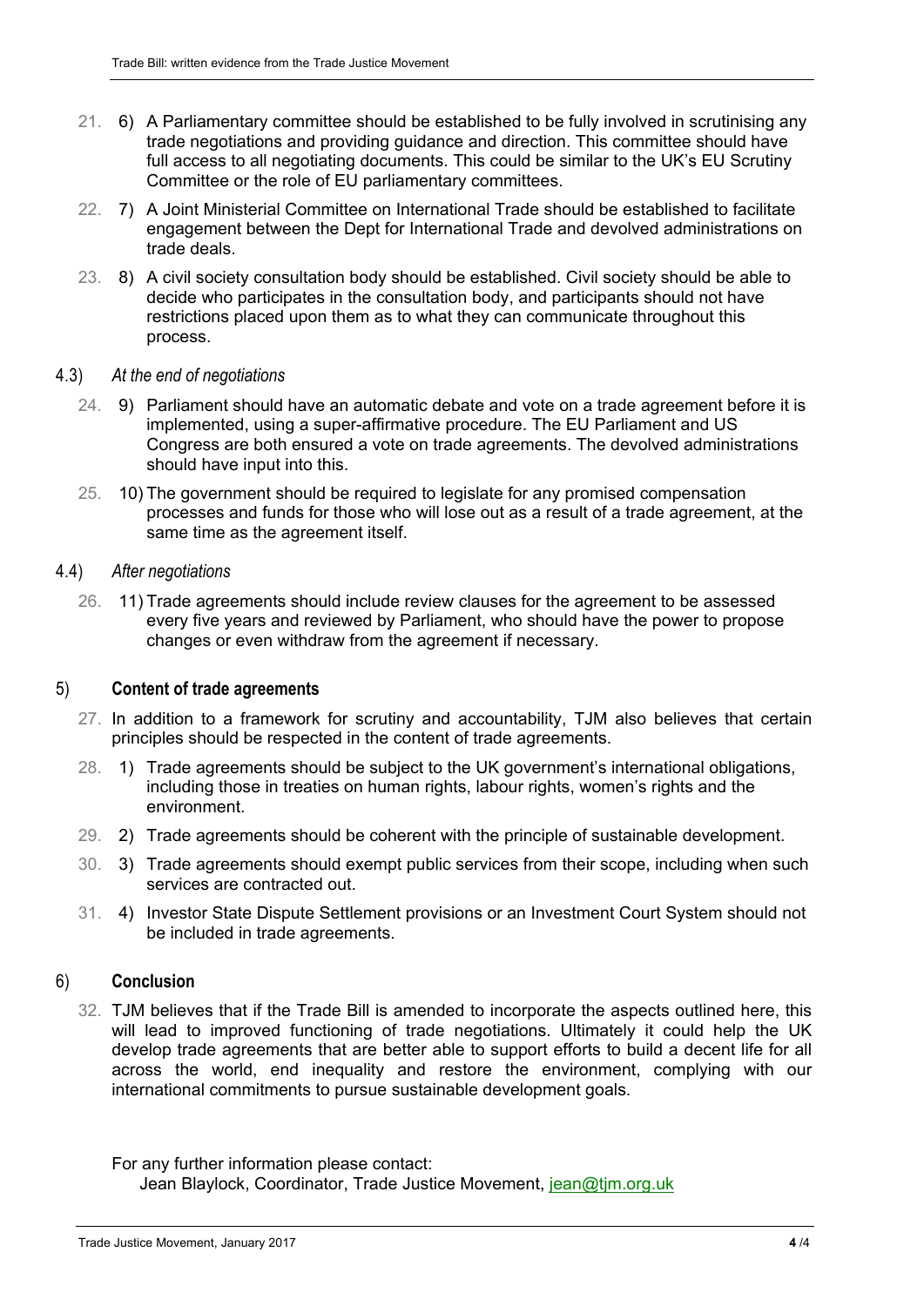21. 6) A Parliamentary committee should be established to be fully involved in scrutinising any trade negotiations and providing guidance and direction. This committee should have full access to all negotiating documents. This could be similar to the UK's EU Scrutiny Committee or the role of EU parliamentary committees.

22. 7) A Joint Ministerial Committee on International Trade should be established to facilitate engagement between the Dept for International Trade and devolved administrations on trade deals.

23. 8) A civil society consultation body should be established. Civil society should be able to decide who participates in the consultation body, and participants should not have restrictions placed upon them as to what they can communicate throughout this process.

### 4.3) *At the end of negotiations*

24. 9) Parliament should have an automatic debate and vote on a trade agreement before it is implemented, using a super-affirmative procedure. The EU Parliament and US Congress are both ensured a vote on trade agreements. The devolved administrations should have input into this.

25. 10) The government should be required to legislate for any promised compensation processes and funds for those who will lose out as a result of a trade agreement, at the same time as the agreement itself.

### 4.4) *After negotiations*

26. 11) Trade agreements should include review clauses for the agreement to be assessed every five years and reviewed by Parliament, who should have the power to propose changes or even withdraw from the agreement if necessary.

## 5) Content of trade agreements

27. In addition to a framework for scrutiny and accountability, TJM also believes that certain principles should be respected in the content of trade agreements.

28. 1) Trade agreements should be subject to the UK government's international obligations, including those in treaties on human rights, labour rights, women's rights and the environment.

29. 2) Trade agreements should be coherent with the principle of sustainable development.

30. 3) Trade agreements should exempt public services from their scope, including when such services are contracted out.

31. 4) Investor State Dispute Settlement provisions or an Investment Court System should not be included in trade agreements.

## 6) Conclusion

32. TJM believes that if the Trade Bill is amended to incorporate the aspects outlined here, this will lead to improved functioning of trade negotiations. Ultimately it could help the UK develop trade agreements that are better able to support efforts to build a decent life for all across the world, end inequality and restore the environment, complying with our international commitments to pursue sustainable development goals.

For any further information please contact:
Jean Blaylock, Coordinator, Trade Justice Movement, jean@tjm.org.uk